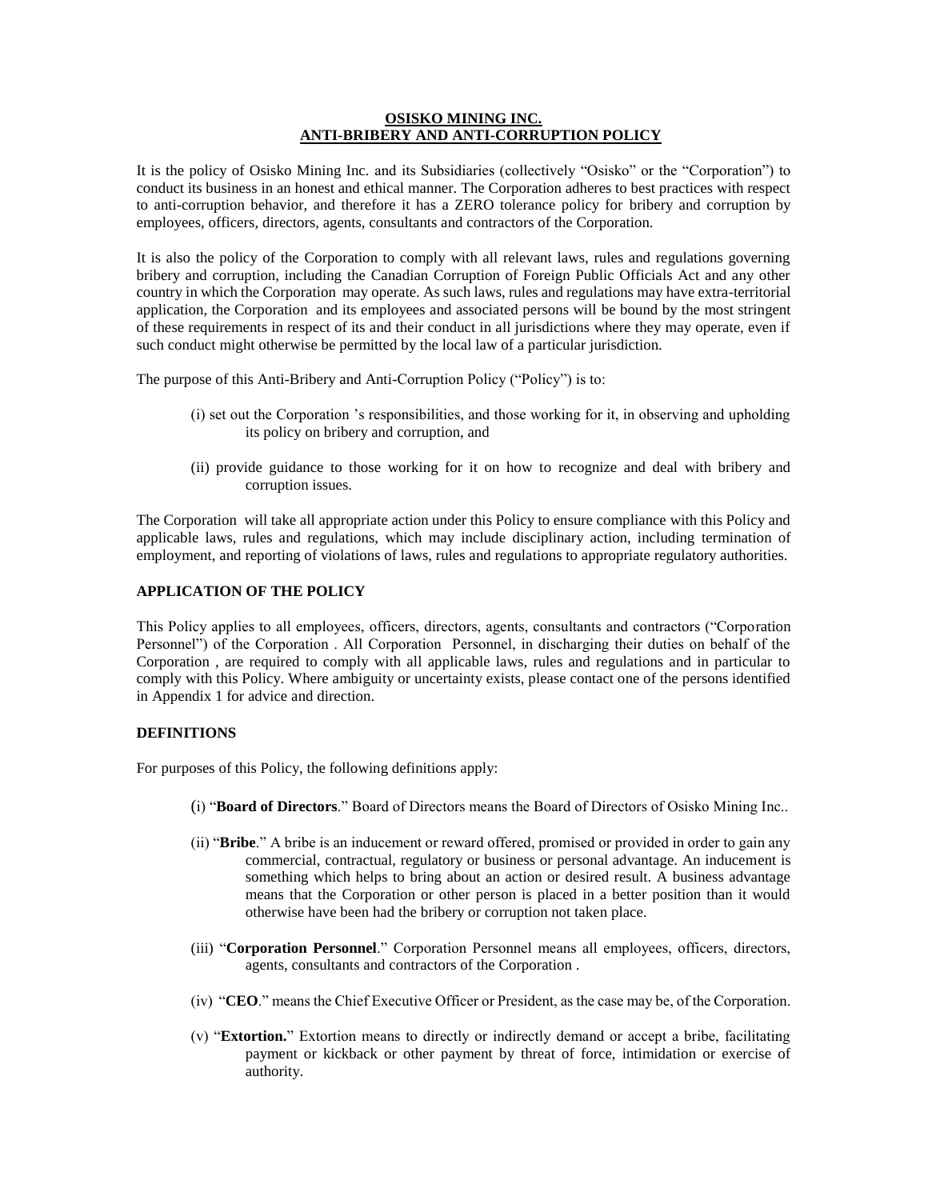# OSISKO MINING INC.
# ANTI-BRIBERY AND ANTI-CORRUPTION POLICY

It is the policy of Osisko Mining Inc. and its Subsidiaries (collectively "Osisko" or the "Corporation") to conduct its business in an honest and ethical manner. The Corporation adheres to best practices with respect to anti-corruption behavior, and therefore it has a ZERO tolerance policy for bribery and corruption by employees, officers, directors, agents, consultants and contractors of the Corporation.

It is also the policy of the Corporation to comply with all relevant laws, rules and regulations governing bribery and corruption, including the Canadian Corruption of Foreign Public Officials Act and any other country in which the Corporation may operate. As such laws, rules and regulations may have extra-territorial application, the Corporation and its employees and associated persons will be bound by the most stringent of these requirements in respect of its and their conduct in all jurisdictions where they may operate, even if such conduct might otherwise be permitted by the local law of a particular jurisdiction.

The purpose of this Anti-Bribery and Anti-Corruption Policy ("Policy") is to:

(i) set out the Corporation 's responsibilities, and those working for it, in observing and upholding its policy on bribery and corruption, and

(ii) provide guidance to those working for it on how to recognize and deal with bribery and corruption issues.

The Corporation will take all appropriate action under this Policy to ensure compliance with this Policy and applicable laws, rules and regulations, which may include disciplinary action, including termination of employment, and reporting of violations of laws, rules and regulations to appropriate regulatory authorities.

## APPLICATION OF THE POLICY

This Policy applies to all employees, officers, directors, agents, consultants and contractors ("Corporation Personnel") of the Corporation . All Corporation Personnel, in discharging their duties on behalf of the Corporation , are required to comply with all applicable laws, rules and regulations and in particular to comply with this Policy. Where ambiguity or uncertainty exists, please contact one of the persons identified in Appendix 1 for advice and direction.

## DEFINITIONS

For purposes of this Policy, the following definitions apply:

(i) "**Board of Directors**." Board of Directors means the Board of Directors of Osisko Mining Inc..

(ii) "**Bribe**." A bribe is an inducement or reward offered, promised or provided in order to gain any commercial, contractual, regulatory or business or personal advantage. An inducement is something which helps to bring about an action or desired result. A business advantage means that the Corporation or other person is placed in a better position than it would otherwise have been had the bribery or corruption not taken place.

(iii) "**Corporation Personnel**." Corporation Personnel means all employees, officers, directors, agents, consultants and contractors of the Corporation .

(iv) "**CEO**." means the Chief Executive Officer or President, as the case may be, of the Corporation.

(v) "**Extortion.**" Extortion means to directly or indirectly demand or accept a bribe, facilitating payment or kickback or other payment by threat of force, intimidation or exercise of authority.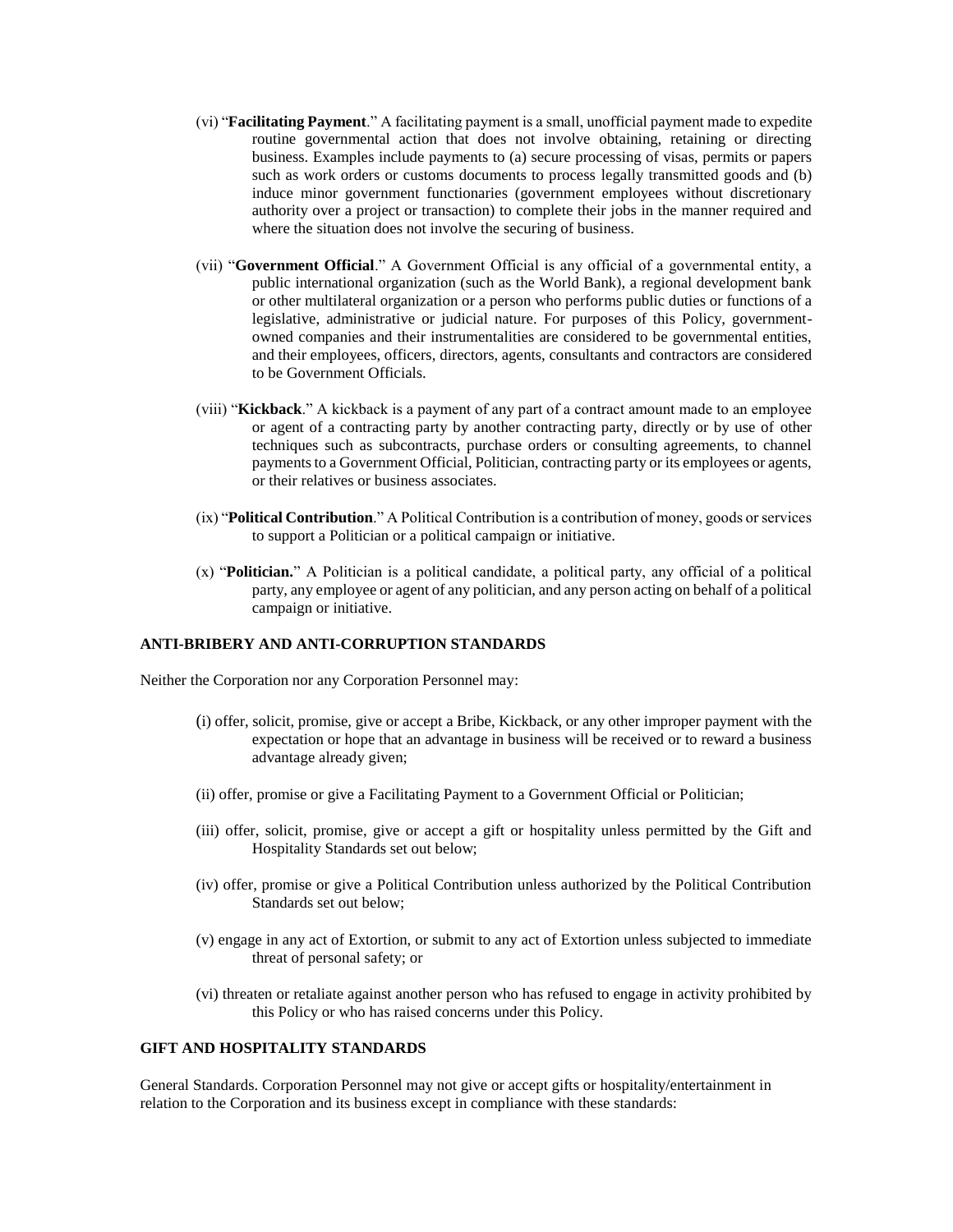(vi) "**Facilitating Payment**." A facilitating payment is a small, unofficial payment made to expedite routine governmental action that does not involve obtaining, retaining or directing business. Examples include payments to (a) secure processing of visas, permits or papers such as work orders or customs documents to process legally transmitted goods and (b) induce minor government functionaries (government employees without discretionary authority over a project or transaction) to complete their jobs in the manner required and where the situation does not involve the securing of business.

(vii) "**Government Official**." A Government Official is any official of a governmental entity, a public international organization (such as the World Bank), a regional development bank or other multilateral organization or a person who performs public duties or functions of a legislative, administrative or judicial nature. For purposes of this Policy, government-owned companies and their instrumentalities are considered to be governmental entities, and their employees, officers, directors, agents, consultants and contractors are considered to be Government Officials.

(viii) "**Kickback**." A kickback is a payment of any part of a contract amount made to an employee or agent of a contracting party by another contracting party, directly or by use of other techniques such as subcontracts, purchase orders or consulting agreements, to channel payments to a Government Official, Politician, contracting party or its employees or agents, or their relatives or business associates.

(ix) "**Political Contribution**." A Political Contribution is a contribution of money, goods or services to support a Politician or a political campaign or initiative.

(x) "**Politician.**" A Politician is a political candidate, a political party, any official of a political party, any employee or agent of any politician, and any person acting on behalf of a political campaign or initiative.

## ANTI-BRIBERY AND ANTI-CORRUPTION STANDARDS

Neither the Corporation nor any Corporation Personnel may:

(i) offer, solicit, promise, give or accept a Bribe, Kickback, or any other improper payment with the expectation or hope that an advantage in business will be received or to reward a business advantage already given;

(ii) offer, promise or give a Facilitating Payment to a Government Official or Politician;

(iii) offer, solicit, promise, give or accept a gift or hospitality unless permitted by the Gift and Hospitality Standards set out below;

(iv) offer, promise or give a Political Contribution unless authorized by the Political Contribution Standards set out below;

(v) engage in any act of Extortion, or submit to any act of Extortion unless subjected to immediate threat of personal safety; or

(vi) threaten or retaliate against another person who has refused to engage in activity prohibited by this Policy or who has raised concerns under this Policy.

## GIFT AND HOSPITALITY STANDARDS

General Standards. Corporation Personnel may not give or accept gifts or hospitality/entertainment in relation to the Corporation and its business except in compliance with these standards: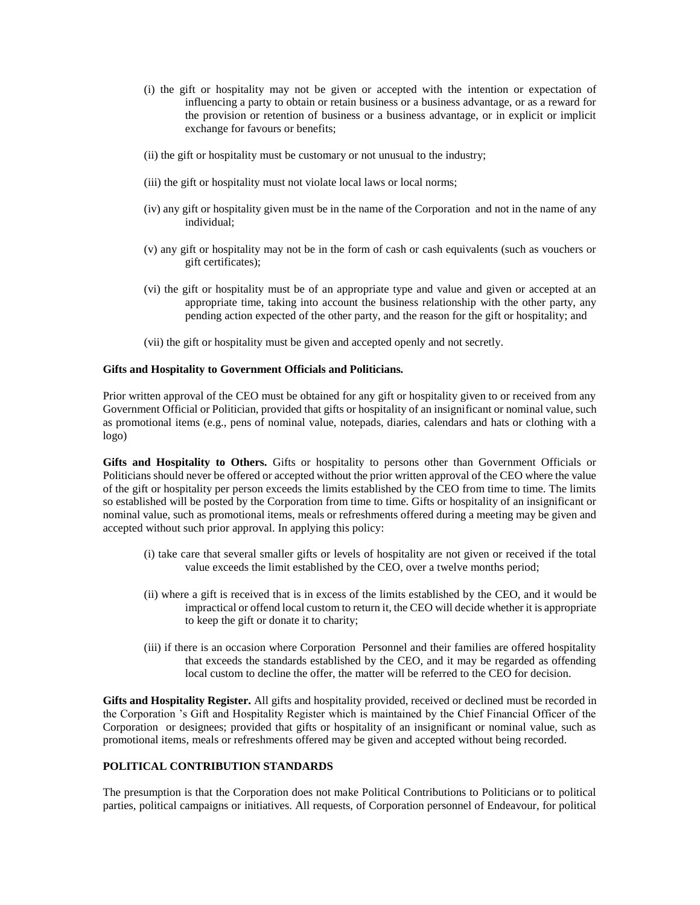(i) the gift or hospitality may not be given or accepted with the intention or expectation of influencing a party to obtain or retain business or a business advantage, or as a reward for the provision or retention of business or a business advantage, or in explicit or implicit exchange for favours or benefits;

(ii) the gift or hospitality must be customary or not unusual to the industry;

(iii) the gift or hospitality must not violate local laws or local norms;

(iv) any gift or hospitality given must be in the name of the Corporation and not in the name of any individual;

(v) any gift or hospitality may not be in the form of cash or cash equivalents (such as vouchers or gift certificates);

(vi) the gift or hospitality must be of an appropriate type and value and given or accepted at an appropriate time, taking into account the business relationship with the other party, any pending action expected of the other party, and the reason for the gift or hospitality; and

(vii) the gift or hospitality must be given and accepted openly and not secretly.

**Gifts and Hospitality to Government Officials and Politicians.**

Prior written approval of the CEO must be obtained for any gift or hospitality given to or received from any Government Official or Politician, provided that gifts or hospitality of an insignificant or nominal value, such as promotional items (e.g., pens of nominal value, notepads, diaries, calendars and hats or clothing with a logo)

**Gifts and Hospitality to Others.** Gifts or hospitality to persons other than Government Officials or Politicians should never be offered or accepted without the prior written approval of the CEO where the value of the gift or hospitality per person exceeds the limits established by the CEO from time to time. The limits so established will be posted by the Corporation from time to time. Gifts or hospitality of an insignificant or nominal value, such as promotional items, meals or refreshments offered during a meeting may be given and accepted without such prior approval. In applying this policy:

(i) take care that several smaller gifts or levels of hospitality are not given or received if the total value exceeds the limit established by the CEO, over a twelve months period;

(ii) where a gift is received that is in excess of the limits established by the CEO, and it would be impractical or offend local custom to return it, the CEO will decide whether it is appropriate to keep the gift or donate it to charity;

(iii) if there is an occasion where Corporation Personnel and their families are offered hospitality that exceeds the standards established by the CEO, and it may be regarded as offending local custom to decline the offer, the matter will be referred to the CEO for decision.

**Gifts and Hospitality Register.** All gifts and hospitality provided, received or declined must be recorded in the Corporation 's Gift and Hospitality Register which is maintained by the Chief Financial Officer of the Corporation or designees; provided that gifts or hospitality of an insignificant or nominal value, such as promotional items, meals or refreshments offered may be given and accepted without being recorded.

**POLITICAL CONTRIBUTION STANDARDS**

The presumption is that the Corporation does not make Political Contributions to Politicians or to political parties, political campaigns or initiatives. All requests, of Corporation personnel of Endeavour, for political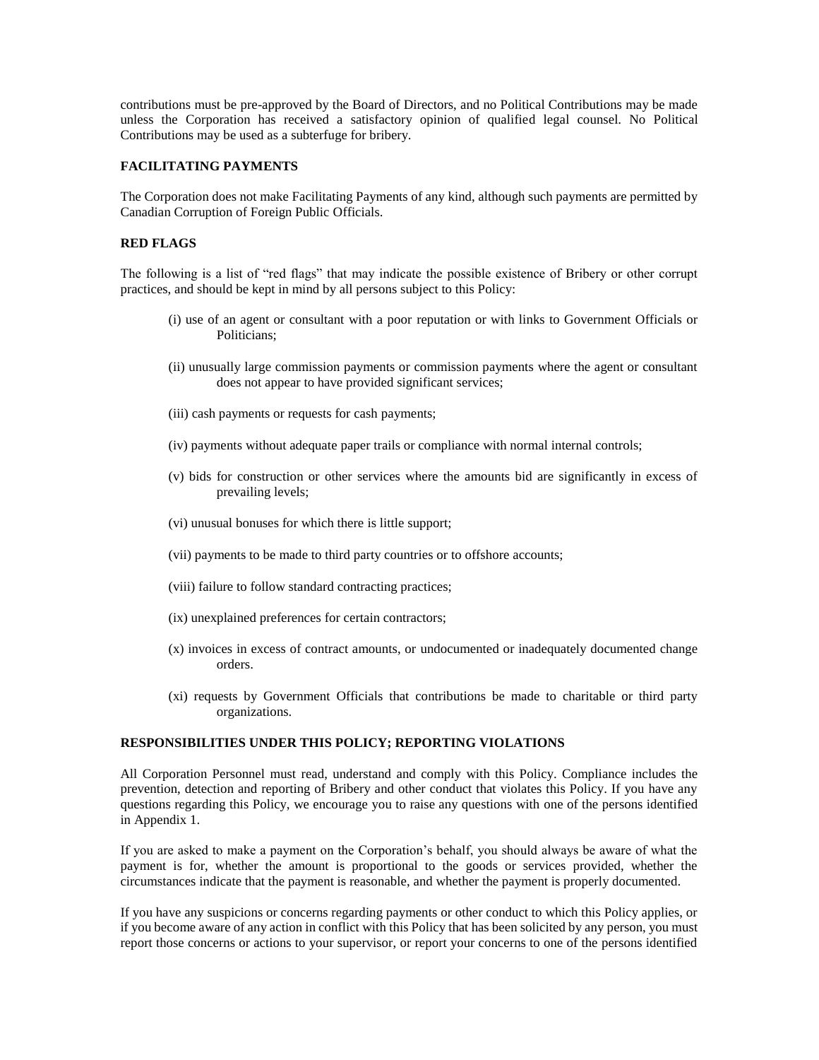contributions must be pre-approved by the Board of Directors, and no Political Contributions may be made unless the Corporation has received a satisfactory opinion of qualified legal counsel. No Political Contributions may be used as a subterfuge for bribery.

**FACILITATING PAYMENTS**

The Corporation does not make Facilitating Payments of any kind, although such payments are permitted by Canadian Corruption of Foreign Public Officials.

**RED FLAGS**

The following is a list of "red flags" that may indicate the possible existence of Bribery or other corrupt practices, and should be kept in mind by all persons subject to this Policy:

(i) use of an agent or consultant with a poor reputation or with links to Government Officials or Politicians;

(ii) unusually large commission payments or commission payments where the agent or consultant does not appear to have provided significant services;

(iii) cash payments or requests for cash payments;

(iv) payments without adequate paper trails or compliance with normal internal controls;

(v) bids for construction or other services where the amounts bid are significantly in excess of prevailing levels;

(vi) unusual bonuses for which there is little support;

(vii) payments to be made to third party countries or to offshore accounts;

(viii) failure to follow standard contracting practices;

(ix) unexplained preferences for certain contractors;

(x) invoices in excess of contract amounts, or undocumented or inadequately documented change orders.

(xi) requests by Government Officials that contributions be made to charitable or third party organizations.

**RESPONSIBILITIES UNDER THIS POLICY; REPORTING VIOLATIONS**

All Corporation Personnel must read, understand and comply with this Policy. Compliance includes the prevention, detection and reporting of Bribery and other conduct that violates this Policy. If you have any questions regarding this Policy, we encourage you to raise any questions with one of the persons identified in Appendix 1.

If you are asked to make a payment on the Corporation's behalf, you should always be aware of what the payment is for, whether the amount is proportional to the goods or services provided, whether the circumstances indicate that the payment is reasonable, and whether the payment is properly documented.

If you have any suspicions or concerns regarding payments or other conduct to which this Policy applies, or if you become aware of any action in conflict with this Policy that has been solicited by any person, you must report those concerns or actions to your supervisor, or report your concerns to one of the persons identified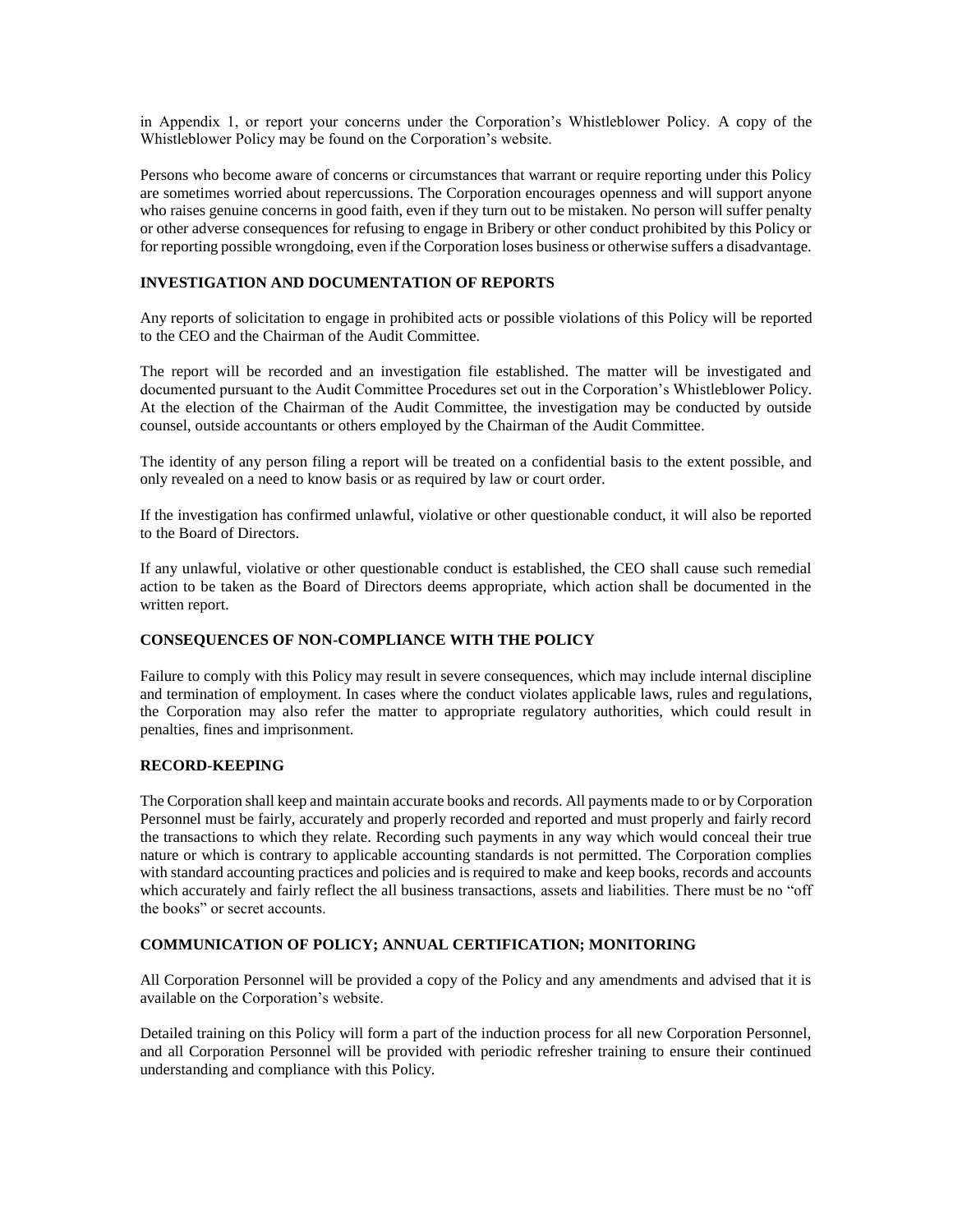in Appendix 1, or report your concerns under the Corporation's Whistleblower Policy. A copy of the Whistleblower Policy may be found on the Corporation's website.

Persons who become aware of concerns or circumstances that warrant or require reporting under this Policy are sometimes worried about repercussions. The Corporation encourages openness and will support anyone who raises genuine concerns in good faith, even if they turn out to be mistaken. No person will suffer penalty or other adverse consequences for refusing to engage in Bribery or other conduct prohibited by this Policy or for reporting possible wrongdoing, even if the Corporation loses business or otherwise suffers a disadvantage.

## INVESTIGATION AND DOCUMENTATION OF REPORTS

Any reports of solicitation to engage in prohibited acts or possible violations of this Policy will be reported to the CEO and the Chairman of the Audit Committee.

The report will be recorded and an investigation file established. The matter will be investigated and documented pursuant to the Audit Committee Procedures set out in the Corporation's Whistleblower Policy. At the election of the Chairman of the Audit Committee, the investigation may be conducted by outside counsel, outside accountants or others employed by the Chairman of the Audit Committee.

The identity of any person filing a report will be treated on a confidential basis to the extent possible, and only revealed on a need to know basis or as required by law or court order.

If the investigation has confirmed unlawful, violative or other questionable conduct, it will also be reported to the Board of Directors.

If any unlawful, violative or other questionable conduct is established, the CEO shall cause such remedial action to be taken as the Board of Directors deems appropriate, which action shall be documented in the written report.

## CONSEQUENCES OF NON-COMPLIANCE WITH THE POLICY

Failure to comply with this Policy may result in severe consequences, which may include internal discipline and termination of employment. In cases where the conduct violates applicable laws, rules and regulations, the Corporation may also refer the matter to appropriate regulatory authorities, which could result in penalties, fines and imprisonment.

## RECORD-KEEPING

The Corporation shall keep and maintain accurate books and records. All payments made to or by Corporation Personnel must be fairly, accurately and properly recorded and reported and must properly and fairly record the transactions to which they relate. Recording such payments in any way which would conceal their true nature or which is contrary to applicable accounting standards is not permitted. The Corporation complies with standard accounting practices and policies and is required to make and keep books, records and accounts which accurately and fairly reflect the all business transactions, assets and liabilities. There must be no "off the books" or secret accounts.

## COMMUNICATION OF POLICY; ANNUAL CERTIFICATION; MONITORING

All Corporation Personnel will be provided a copy of the Policy and any amendments and advised that it is available on the Corporation's website.

Detailed training on this Policy will form a part of the induction process for all new Corporation Personnel, and all Corporation Personnel will be provided with periodic refresher training to ensure their continued understanding and compliance with this Policy.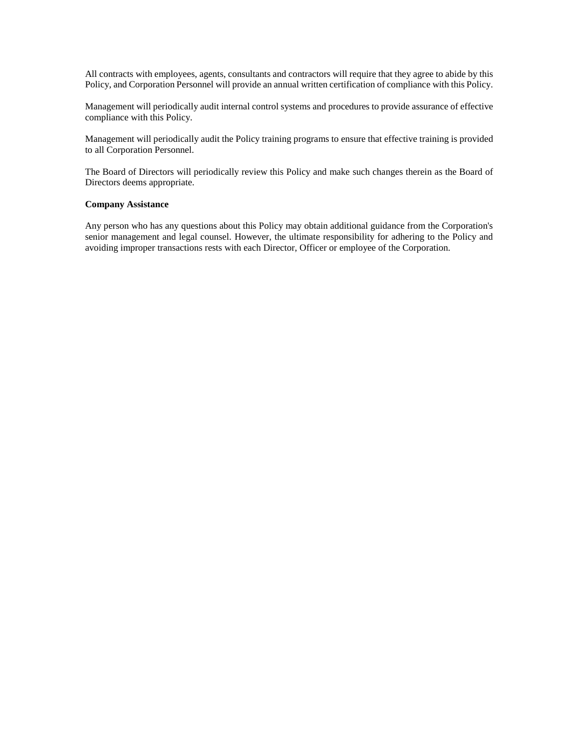All contracts with employees, agents, consultants and contractors will require that they agree to abide by this Policy, and Corporation Personnel will provide an annual written certification of compliance with this Policy.

Management will periodically audit internal control systems and procedures to provide assurance of effective compliance with this Policy.

Management will periodically audit the Policy training programs to ensure that effective training is provided to all Corporation Personnel.

The Board of Directors will periodically review this Policy and make such changes therein as the Board of Directors deems appropriate.

**Company Assistance**

Any person who has any questions about this Policy may obtain additional guidance from the Corporation's senior management and legal counsel. However, the ultimate responsibility for adhering to the Policy and avoiding improper transactions rests with each Director, Officer or employee of the Corporation.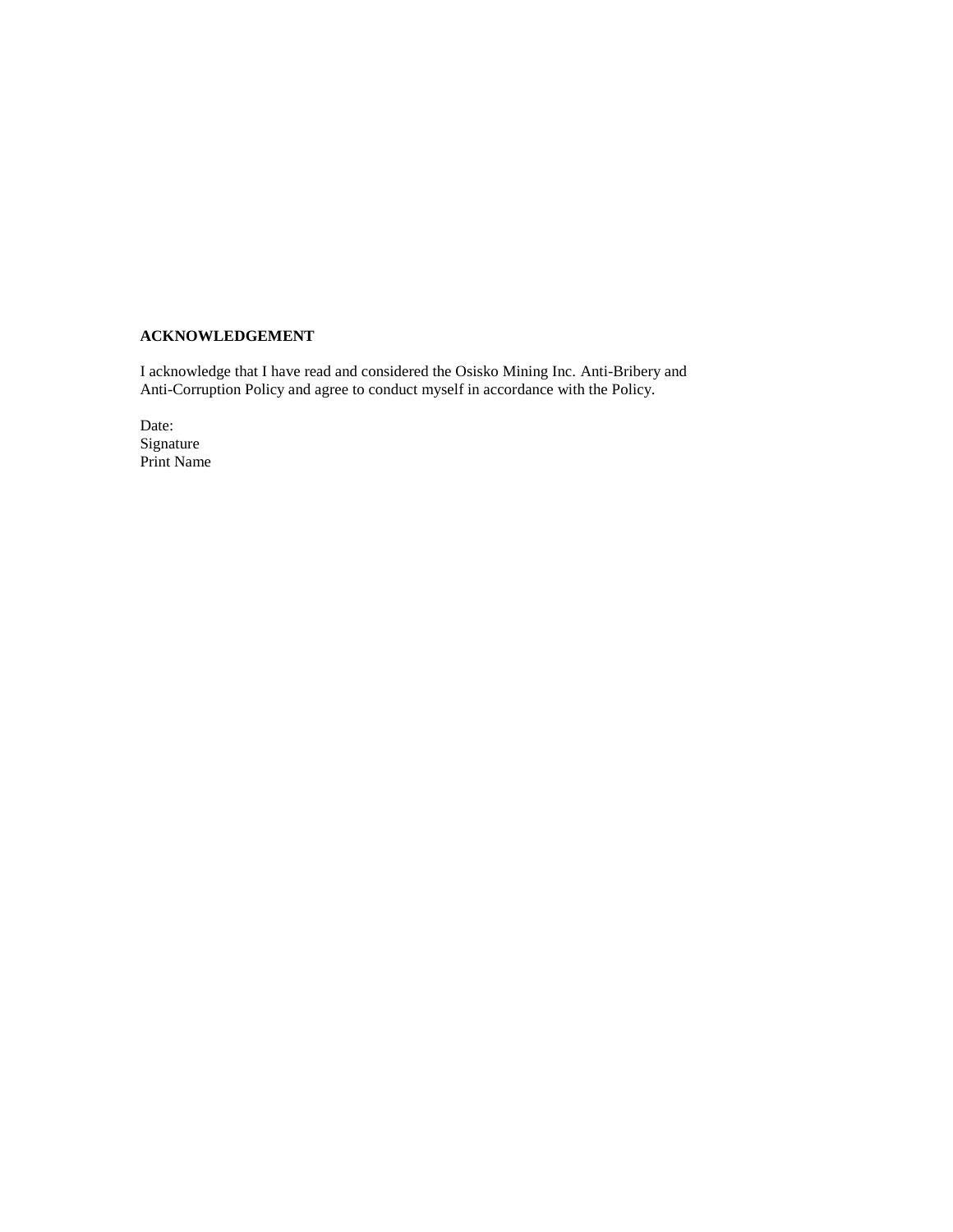**ACKNOWLEDGEMENT**

I acknowledge that I have read and considered the Osisko Mining Inc. Anti-Bribery and Anti-Corruption Policy and agree to conduct myself in accordance with the Policy.

Date:
Signature
Print Name